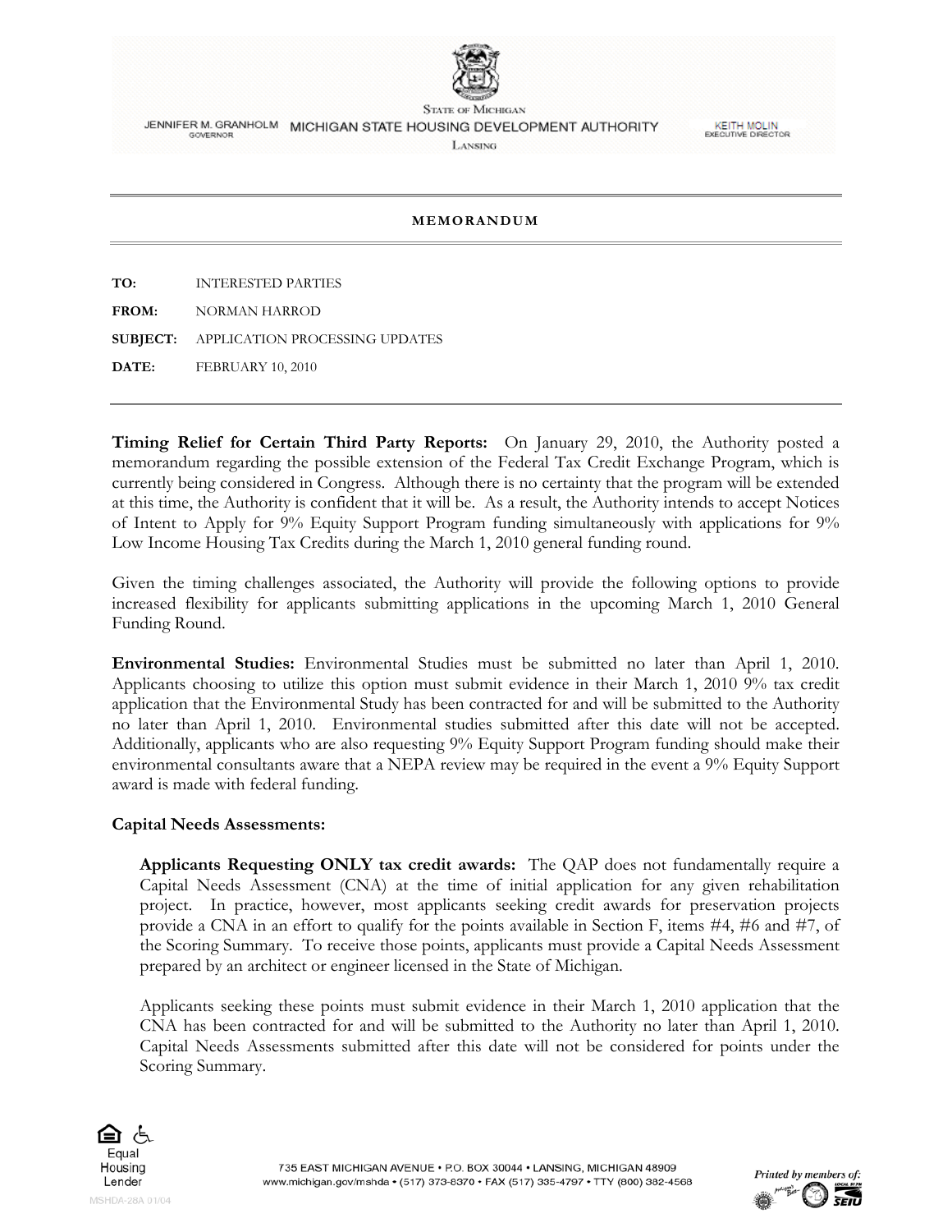STATE OF MICHIGAN

JENNIFER M. GRANHOLM, GOVERNOR

MICHIGAN STATE HOUSING DEVELOPMENT AUTHORITY

LANSING

KEITH MOLIN, EXECUTIVE DIRECTOR

---

**MEMORANDUM**

---

**TO:** INTERESTED PARTIES

**FROM:** NORMAN HARROD

**SUBJECT:** APPLICATION PROCESSING UPDATES

**DATE:** FEBRUARY 10, 2010

---

**Timing Relief for Certain Third Party Reports:** On January 29, 2010, the Authority posted a memorandum regarding the possible extension of the Federal Tax Credit Exchange Program, which is currently being considered in Congress. Although there is no certainty that the program will be extended at this time, the Authority is confident that it will be. As a result, the Authority intends to accept Notices of Intent to Apply for 9% Equity Support Program funding simultaneously with applications for 9% Low Income Housing Tax Credits during the March 1, 2010 general funding round.

Given the timing challenges associated, the Authority will provide the following options to provide increased flexibility for applicants submitting applications in the upcoming March 1, 2010 General Funding Round.

**Environmental Studies:** Environmental Studies must be submitted no later than April 1, 2010. Applicants choosing to utilize this option must submit evidence in their March 1, 2010 9% tax credit application that the Environmental Study has been contracted for and will be submitted to the Authority no later than April 1, 2010. Environmental studies submitted after this date will not be accepted. Additionally, applicants who are also requesting 9% Equity Support Program funding should make their environmental consultants aware that a NEPA review may be required in the event a 9% Equity Support award is made with federal funding.

**Capital Needs Assessments:**

**Applicants Requesting ONLY tax credit awards:** The QAP does not fundamentally require a Capital Needs Assessment (CNA) at the time of initial application for any given rehabilitation project. In practice, however, most applicants seeking credit awards for preservation projects provide a CNA in an effort to qualify for the points available in Section F, items #4, #6 and #7, of the Scoring Summary. To receive those points, applicants must provide a Capital Needs Assessment prepared by an architect or engineer licensed in the State of Michigan.

Applicants seeking these points must submit evidence in their March 1, 2010 application that the CNA has been contracted for and will be submitted to the Authority no later than April 1, 2010. Capital Needs Assessments submitted after this date will not be considered for points under the Scoring Summary.

Equal Housing Lender

735 EAST MICHIGAN AVENUE • P.O. BOX 30044 • LANSING, MICHIGAN 48909
www.michigan.gov/mshda • (517) 373-8370 • FAX (517) 335-4797 • TTY (800) 382-4568

MSHDA-28A 01/04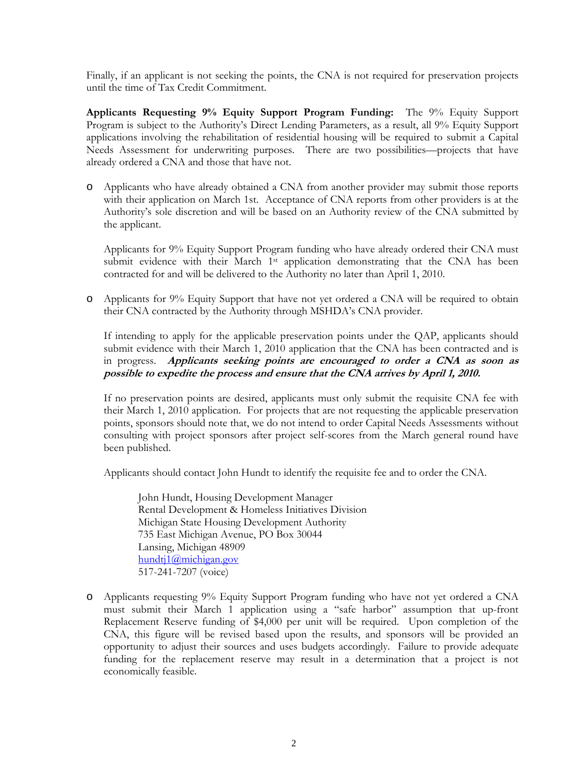Finally, if an applicant is not seeking the points, the CNA is not required for preservation projects until the time of Tax Credit Commitment.

**Applicants Requesting 9% Equity Support Program Funding:** The 9% Equity Support Program is subject to the Authority's Direct Lending Parameters, as a result, all 9% Equity Support applications involving the rehabilitation of residential housing will be required to submit a Capital Needs Assessment for underwriting purposes. There are two possibilities—projects that have already ordered a CNA and those that have not.

- Applicants who have already obtained a CNA from another provider may submit those reports with their application on March 1st. Acceptance of CNA reports from other providers is at the Authority's sole discretion and will be based on an Authority review of the CNA submitted by the applicant.

  Applicants for 9% Equity Support Program funding who have already ordered their CNA must submit evidence with their March 1st application demonstrating that the CNA has been contracted for and will be delivered to the Authority no later than April 1, 2010.

- Applicants for 9% Equity Support that have not yet ordered a CNA will be required to obtain their CNA contracted by the Authority through MSHDA's CNA provider.

  If intending to apply for the applicable preservation points under the QAP, applicants should submit evidence with their March 1, 2010 application that the CNA has been contracted and is in progress. ***Applicants seeking points are encouraged to order a CNA as soon as possible to expedite the process and ensure that the CNA arrives by April 1, 2010.***

  If no preservation points are desired, applicants must only submit the requisite CNA fee with their March 1, 2010 application. For projects that are not requesting the applicable preservation points, sponsors should note that, we do not intend to order Capital Needs Assessments without consulting with project sponsors after project self-scores from the March general round have been published.

  Applicants should contact John Hundt to identify the requisite fee and to order the CNA.

  > John Hundt, Housing Development Manager
  > Rental Development & Homeless Initiatives Division
  > Michigan State Housing Development Authority
  > 735 East Michigan Avenue, PO Box 30044
  > Lansing, Michigan 48909
  > hundtj1@michigan.gov
  > 517-241-7207 (voice)

- Applicants requesting 9% Equity Support Program funding who have not yet ordered a CNA must submit their March 1 application using a "safe harbor" assumption that up-front Replacement Reserve funding of $4,000 per unit will be required. Upon completion of the CNA, this figure will be revised based upon the results, and sponsors will be provided an opportunity to adjust their sources and uses budgets accordingly. Failure to provide adequate funding for the replacement reserve may result in a determination that a project is not economically feasible.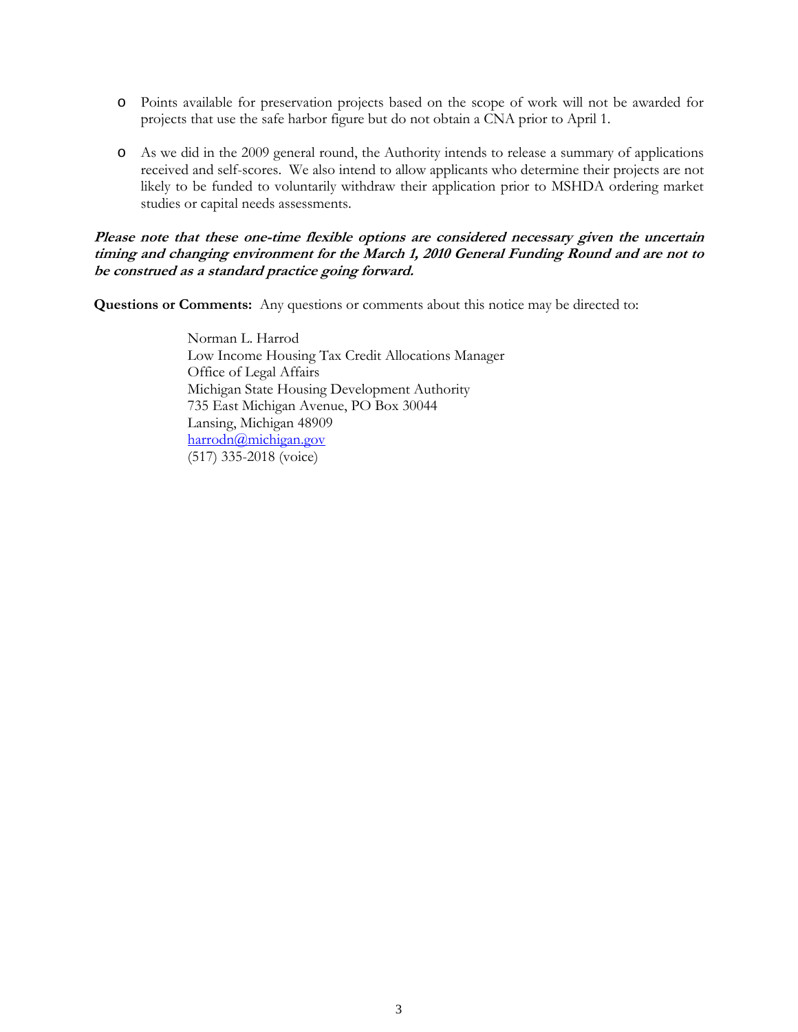- Points available for preservation projects based on the scope of work will not be awarded for projects that use the safe harbor figure but do not obtain a CNA prior to April 1.

- As we did in the 2009 general round, the Authority intends to release a summary of applications received and self-scores. We also intend to allow applicants who determine their projects are not likely to be funded to voluntarily withdraw their application prior to MSHDA ordering market studies or capital needs assessments.

***Please note that these one-time flexible options are considered necessary given the uncertain timing and changing environment for the March 1, 2010 General Funding Round and are not to be construed as a standard practice going forward.***

**Questions or Comments:** Any questions or comments about this notice may be directed to:

Norman L. Harrod
Low Income Housing Tax Credit Allocations Manager
Office of Legal Affairs
Michigan State Housing Development Authority
735 East Michigan Avenue, PO Box 30044
Lansing, Michigan 48909
harrodn@michigan.gov
(517) 335-2018 (voice)